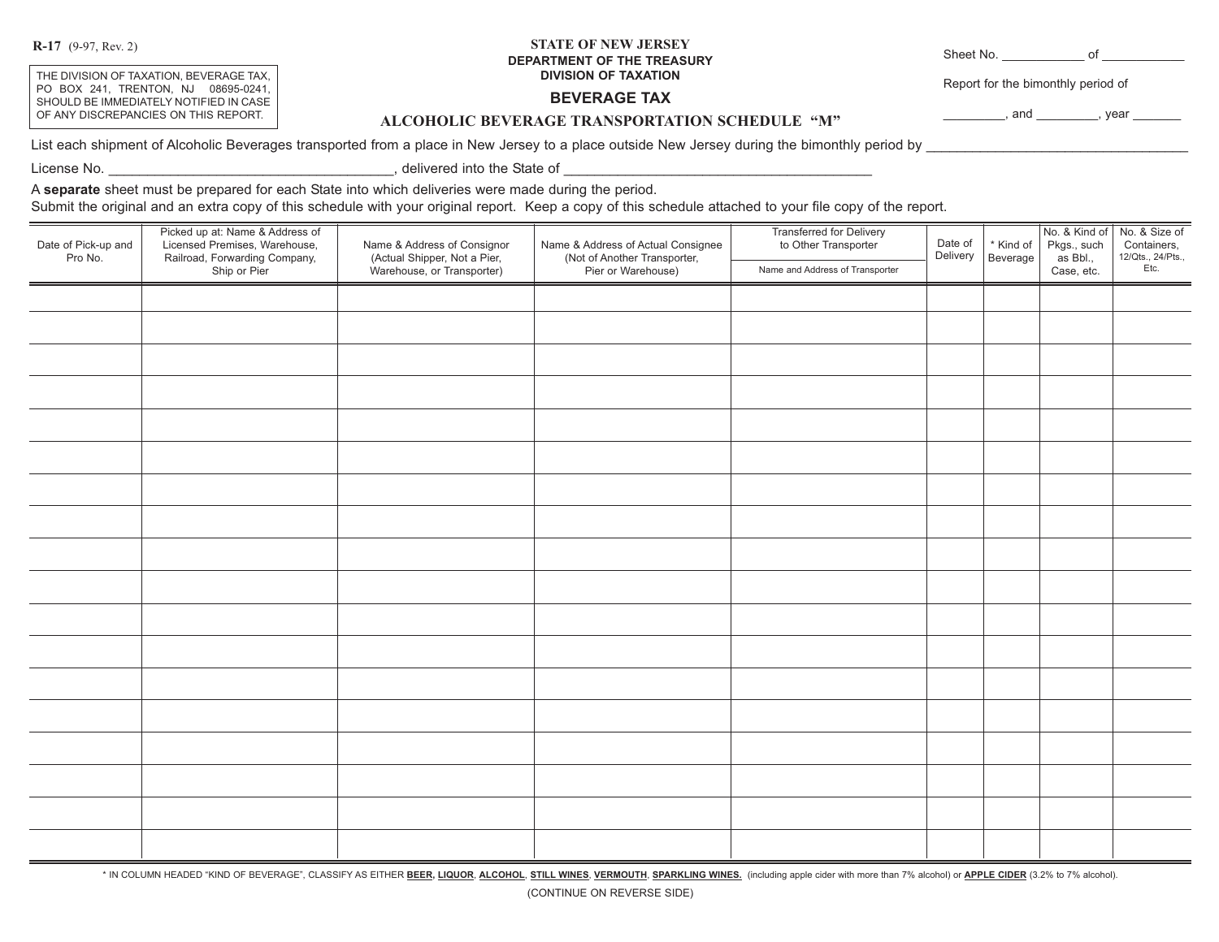R-17 (9-97, Rev. 2)

THE DIVISION OF TAXATION, BEVERAGE TAX, PO BOX 241, TRENTON, NJ 08695-0241, SHOULD BE IMMEDIATELY NOTIFIED IN CASE OF ANY DISCREPANCIES ON THIS REPORT.

**STATE OF NEW JERSEY**
**DEPARTMENT OF THE TREASURY**
**DIVISION OF TAXATION**

# BEVERAGE TAX

## ALCOHOLIC BEVERAGE TRANSPORTATION SCHEDULE "M"

Sheet No. ___________ of ___________

Report for the bimonthly period of

________, and ________, year _______

List each shipment of Alcoholic Beverages transported from a place in New Jersey to a place outside New Jersey during the bimonthly period by _________________________________

License No. ____________________________________, delivered into the State of _______________________________________

A **separate** sheet must be prepared for each State into which deliveries were made during the period.
Submit the original and an extra copy of this schedule with your original report. Keep a copy of this schedule attached to your file copy of the report.

| Date of Pick-up and Pro No. | Picked up at: Name & Address of Licensed Premises, Warehouse, Railroad, Forwarding Company, Ship or Pier | Name & Address of Consignor (Actual Shipper, Not a Pier, Warehouse, or Transporter) | Name & Address of Actual Consignee (Not of Another Transporter, Pier or Warehouse) | Transferred for Delivery to Other Transporter — Name and Address of Transporter | Date of Delivery | * Kind of Beverage | No. & Kind of Pkgs., such as Bbl., Case, etc. | No. & Size of Containers, 12/Qts., 24/Pts., Etc. |
|---|---|---|---|---|---|---|---|---|
| | | | | | | | | |
| | | | | | | | | |
| | | | | | | | | |
| | | | | | | | | |
| | | | | | | | | |
| | | | | | | | | |
| | | | | | | | | |
| | | | | | | | | |
| | | | | | | | | |
| | | | | | | | | |
| | | | | | | | | |
| | | | | | | | | |
| | | | | | | | | |
| | | | | | | | | |
| | | | | | | | | |
| | | | | | | | | |
| | | | | | | | | |
| | | | | | | | | |

* IN COLUMN HEADED "KIND OF BEVERAGE", CLASSIFY AS EITHER **BEER, LIQUOR**, **ALCOHOL**, **STILL WINES**, **VERMOUTH**, **SPARKLING WINES.** (including apple cider with more than 7% alcohol) or **APPLE CIDER** (3.2% to 7% alcohol).

(CONTINUE ON REVERSE SIDE)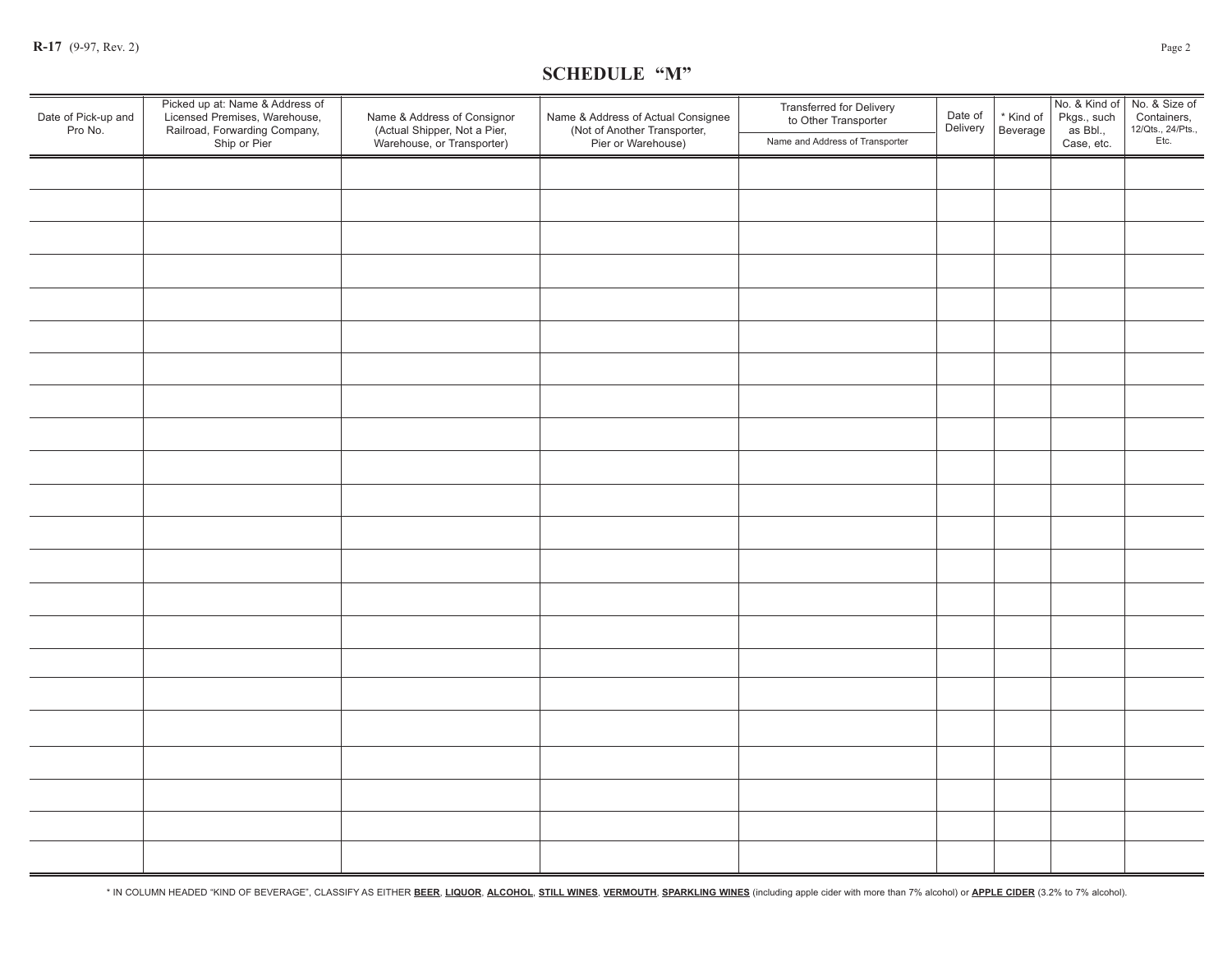# SCHEDULE "M"

| Date of Pick-up and Pro No. | Picked up at: Name & Address of Licensed Premises, Warehouse, Railroad, Forwarding Company, Ship or Pier | Name & Address of Consignor (Actual Shipper, Not a Pier, Warehouse, or Transporter) | Name & Address of Actual Consignee (Not of Another Transporter, Pier or Warehouse) | Transferred for Delivery to Other Transporter — Name and Address of Transporter | Date of Delivery | * Kind of Beverage | No. & Kind of Pkgs., such as Bbl., Case, etc. | No. & Size of Containers, 12/Qts., 24/Pts., Etc. |
|---|---|---|---|---|---|---|---|---|
| | | | | | | | | |
| | | | | | | | | |
| | | | | | | | | |
| | | | | | | | | |
| | | | | | | | | |
| | | | | | | | | |
| | | | | | | | | |
| | | | | | | | | |
| | | | | | | | | |
| | | | | | | | | |
| | | | | | | | | |
| | | | | | | | | |
| | | | | | | | | |
| | | | | | | | | |
| | | | | | | | | |
| | | | | | | | | |
| | | | | | | | | |
| | | | | | | | | |
| | | | | | | | | |
| | | | | | | | | |
| | | | | | | | | |
| | | | | | | | | |

* IN COLUMN HEADED "KIND OF BEVERAGE", CLASSIFY AS EITHER **BEER**, **LIQUOR**, **ALCOHOL**, **STILL WINES**, **VERMOUTH**, **SPARKLING WINES** (including apple cider with more than 7% alcohol) or **APPLE CIDER** (3.2% to 7% alcohol).